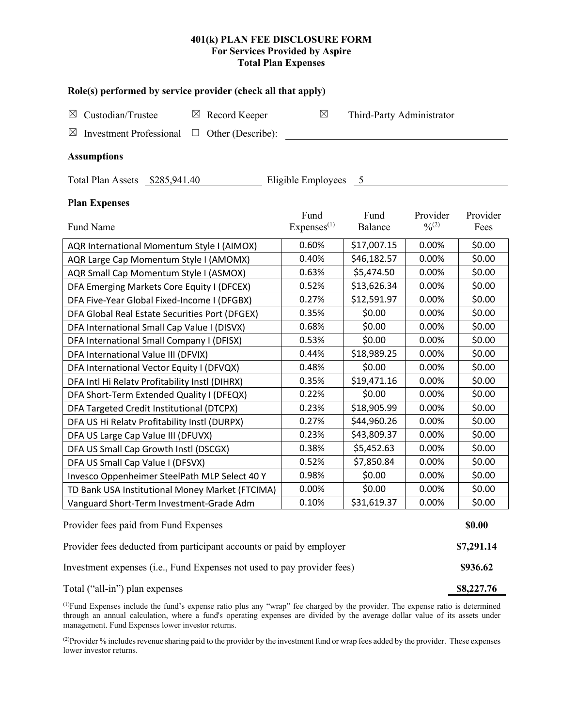**401(k) PLAN FEE DISCLOSURE FORM**
**For Services Provided by Aspire**
**Total Plan Expenses**

### Role(s) performed by service provider (check all that apply)

☒ Custodian/Trustee ☒ Record Keeper ☒ Third-Party Administrator

☒ Investment Professional ☐ Other (Describe): ____________________

### Assumptions

Total Plan Assets $285,941.40 Eligible Employees 5

### Plan Expenses

| Fund Name | Fund Expenses[1] | Fund Balance | Provider %[2] | Provider Fees |
|---|---|---|---|---|
| AQR International Momentum Style I (AIMOX) | 0.60% | $17,007.15 | 0.00% | $0.00 |
| AQR Large Cap Momentum Style I (AMOMX) | 0.40% | $46,182.57 | 0.00% | $0.00 |
| AQR Small Cap Momentum Style I (ASMOX) | 0.63% | $5,474.50 | 0.00% | $0.00 |
| DFA Emerging Markets Core Equity I (DFCEX) | 0.52% | $13,626.34 | 0.00% | $0.00 |
| DFA Five-Year Global Fixed-Income I (DFGBX) | 0.27% | $12,591.97 | 0.00% | $0.00 |
| DFA Global Real Estate Securities Port (DFGEX) | 0.35% | $0.00 | 0.00% | $0.00 |
| DFA International Small Cap Value I (DISVX) | 0.68% | $0.00 | 0.00% | $0.00 |
| DFA International Small Company I (DFISX) | 0.53% | $0.00 | 0.00% | $0.00 |
| DFA International Value III (DFVIX) | 0.44% | $18,989.25 | 0.00% | $0.00 |
| DFA International Vector Equity I (DFVQX) | 0.48% | $0.00 | 0.00% | $0.00 |
| DFA Intl Hi Relatv Profitability Instl (DIHRX) | 0.35% | $19,471.16 | 0.00% | $0.00 |
| DFA Short-Term Extended Quality I (DFEQX) | 0.22% | $0.00 | 0.00% | $0.00 |
| DFA Targeted Credit Institutional (DTCPX) | 0.23% | $18,905.99 | 0.00% | $0.00 |
| DFA US Hi Relatv Profitability Instl (DURPX) | 0.27% | $44,960.26 | 0.00% | $0.00 |
| DFA US Large Cap Value III (DFUVX) | 0.23% | $43,809.37 | 0.00% | $0.00 |
| DFA US Small Cap Growth Instl (DSCGX) | 0.38% | $5,452.63 | 0.00% | $0.00 |
| DFA US Small Cap Value I (DFSVX) | 0.52% | $7,850.84 | 0.00% | $0.00 |
| Invesco Oppenheimer SteelPath MLP Select 40 Y | 0.98% | $0.00 | 0.00% | $0.00 |
| TD Bank USA Institutional Money Market (FTCIMA) | 0.00% | $0.00 | 0.00% | $0.00 |
| Vanguard Short-Term Investment-Grade Adm | 0.10% | $31,619.37 | 0.00% | $0.00 |

| | |
|---|---|
| Provider fees paid from Fund Expenses | **$0.00** |
| Provider fees deducted from participant accounts or paid by employer | **$7,291.14** |
| Investment expenses (i.e., Fund Expenses not used to pay provider fees) | **$936.62** |
| Total ("all-in") plan expenses | **$8,227.76** |

[1]Fund Expenses include the fund's expense ratio plus any "wrap" fee charged by the provider. The expense ratio is determined through an annual calculation, where a fund's operating expenses are divided by the average dollar value of its assets under management. Fund Expenses lower investor returns.

[2]Provider % includes revenue sharing paid to the provider by the investment fund or wrap fees added by the provider. These expenses lower investor returns.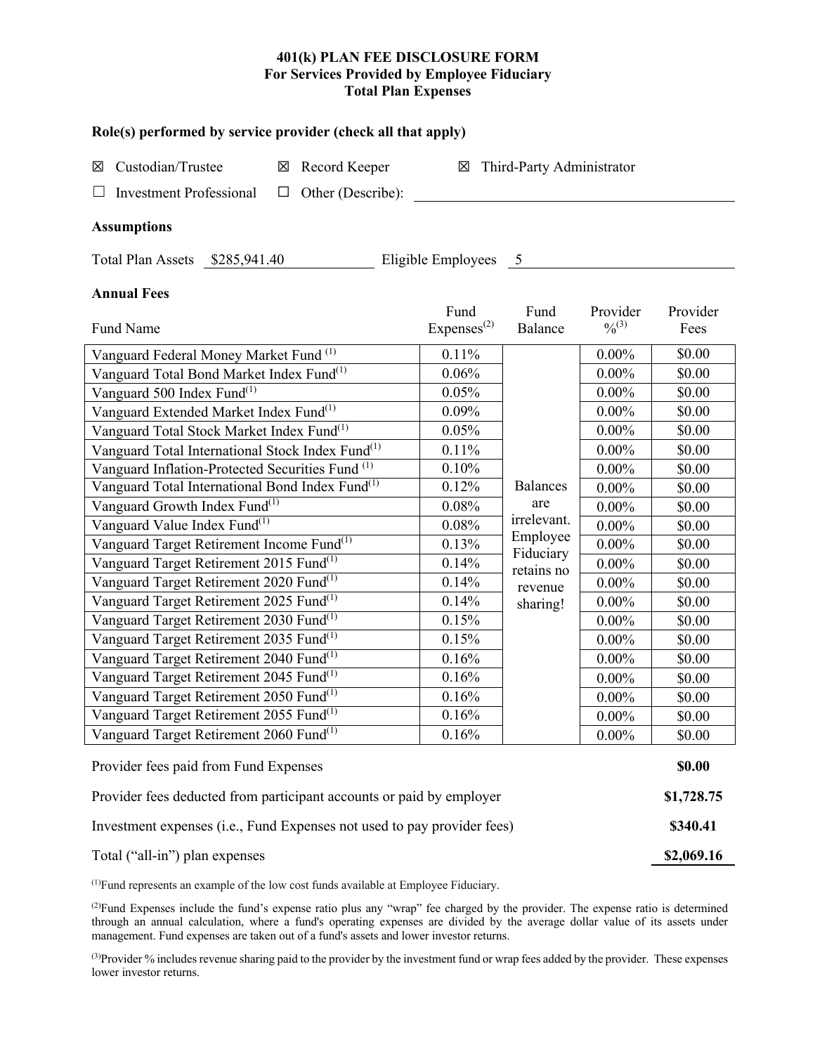# 401(k) PLAN FEE DISCLOSURE FORM
## For Services Provided by Employee Fiduciary
## Total Plan Expenses

### Role(s) performed by service provider (check all that apply)

☒ Custodian/Trustee ☒ Record Keeper ☒ Third-Party Administrator

☐ Investment Professional ☐ Other (Describe): ______

### Assumptions

Total Plan Assets $285,941.40 Eligible Employees 5

### Annual Fees

| Fund Name | Fund Expenses[2] | Fund Balance | Provider %[3] | Provider Fees |
|---|---|---|---|---|
| Vanguard Federal Money Market Fund [1] | 0.11% | Balances are irrelevant. Employee Fiduciary retains no revenue sharing! | 0.00% | $0.00 |
| Vanguard Total Bond Market Index Fund[1] | 0.06% | | 0.00% | $0.00 |
| Vanguard 500 Index Fund[1] | 0.05% | | 0.00% | $0.00 |
| Vanguard Extended Market Index Fund[1] | 0.09% | | 0.00% | $0.00 |
| Vanguard Total Stock Market Index Fund[1] | 0.05% | | 0.00% | $0.00 |
| Vanguard Total International Stock Index Fund[1] | 0.11% | | 0.00% | $0.00 |
| Vanguard Inflation-Protected Securities Fund [1] | 0.10% | | 0.00% | $0.00 |
| Vanguard Total International Bond Index Fund[1] | 0.12% | | 0.00% | $0.00 |
| Vanguard Growth Index Fund[1] | 0.08% | | 0.00% | $0.00 |
| Vanguard Value Index Fund[1] | 0.08% | | 0.00% | $0.00 |
| Vanguard Target Retirement Income Fund[1] | 0.13% | | 0.00% | $0.00 |
| Vanguard Target Retirement 2015 Fund[1] | 0.14% | | 0.00% | $0.00 |
| Vanguard Target Retirement 2020 Fund[1] | 0.14% | | 0.00% | $0.00 |
| Vanguard Target Retirement 2025 Fund[1] | 0.14% | | 0.00% | $0.00 |
| Vanguard Target Retirement 2030 Fund[1] | 0.15% | | 0.00% | $0.00 |
| Vanguard Target Retirement 2035 Fund[1] | 0.15% | | 0.00% | $0.00 |
| Vanguard Target Retirement 2040 Fund[1] | 0.16% | | 0.00% | $0.00 |
| Vanguard Target Retirement 2045 Fund[1] | 0.16% | | 0.00% | $0.00 |
| Vanguard Target Retirement 2050 Fund[1] | 0.16% | | 0.00% | $0.00 |
| Vanguard Target Retirement 2055 Fund[1] | 0.16% | | 0.00% | $0.00 |
| Vanguard Target Retirement 2060 Fund[1] | 0.16% | | 0.00% | $0.00 |

| | |
|---|---|
| Provider fees paid from Fund Expenses | **$0.00** |
| Provider fees deducted from participant accounts or paid by employer | **$1,728.75** |
| Investment expenses (i.e., Fund Expenses not used to pay provider fees) | **$340.41** |
| Total ("all-in") plan expenses | **$2,069.16** |

[1]Fund represents an example of the low cost funds available at Employee Fiduciary.

[2]Fund Expenses include the fund's expense ratio plus any "wrap" fee charged by the provider. The expense ratio is determined through an annual calculation, where a fund's operating expenses are divided by the average dollar value of its assets under management. Fund expenses are taken out of a fund's assets and lower investor returns.

[3]Provider % includes revenue sharing paid to the provider by the investment fund or wrap fees added by the provider. These expenses lower investor returns.